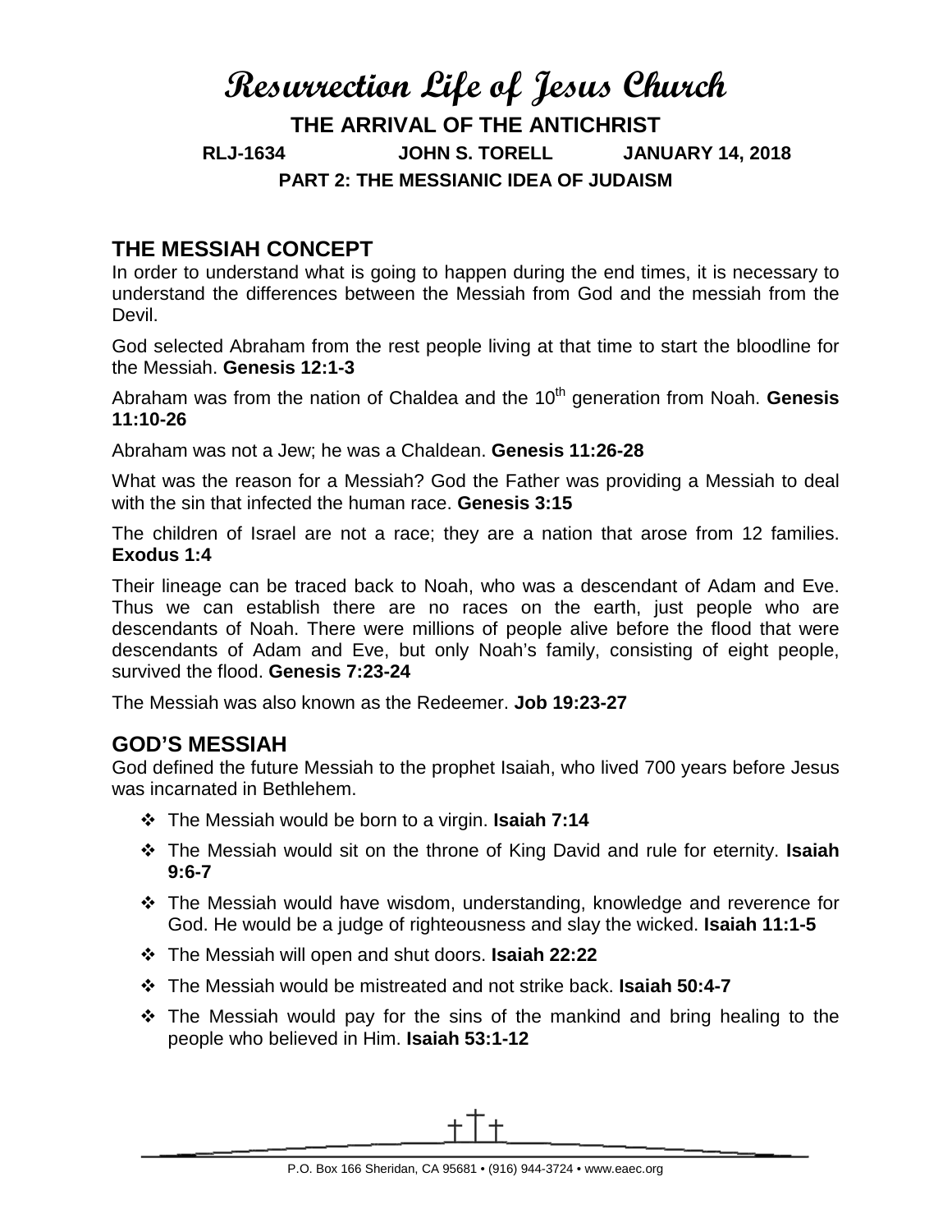# Resurrection Life of Jesus Church

## THE ARRIVAL OF THE ANTICHRIST

**RLJ-1634 JOHN S. TORELL JANUARY 14, 2018**

**PART 2: THE MESSIANIC IDEA OF JUDAISM**

## THE MESSIAH CONCEPT

In order to understand what is going to happen during the end times, it is necessary to understand the differences between the Messiah from God and the messiah from the Devil.

God selected Abraham from the rest people living at that time to start the bloodline for the Messiah. **Genesis 12:1-3**

Abraham was from the nation of Chaldea and the 10th generation from Noah. **Genesis 11:10-26**

Abraham was not a Jew; he was a Chaldean. **Genesis 11:26-28**

What was the reason for a Messiah? God the Father was providing a Messiah to deal with the sin that infected the human race. **Genesis 3:15**

The children of Israel are not a race; they are a nation that arose from 12 families. **Exodus 1:4**

Their lineage can be traced back to Noah, who was a descendant of Adam and Eve. Thus we can establish there are no races on the earth, just people who are descendants of Noah. There were millions of people alive before the flood that were descendants of Adam and Eve, but only Noah's family, consisting of eight people, survived the flood. **Genesis 7:23-24**

The Messiah was also known as the Redeemer. **Job 19:23-27**

## GOD'S MESSIAH

God defined the future Messiah to the prophet Isaiah, who lived 700 years before Jesus was incarnated in Bethlehem.

- The Messiah would be born to a virgin. **Isaiah 7:14**
- The Messiah would sit on the throne of King David and rule for eternity. **Isaiah 9:6-7**
- The Messiah would have wisdom, understanding, knowledge and reverence for God. He would be a judge of righteousness and slay the wicked. **Isaiah 11:1-5**
- The Messiah will open and shut doors. **Isaiah 22:22**
- The Messiah would be mistreated and not strike back. **Isaiah 50:4-7**
- The Messiah would pay for the sins of the mankind and bring healing to the people who believed in Him. **Isaiah 53:1-12**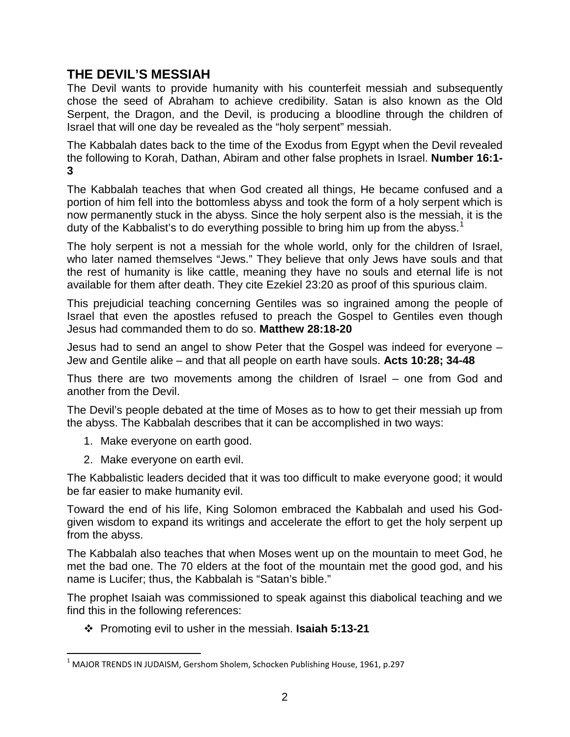## THE DEVIL'S MESSIAH

The Devil wants to provide humanity with his counterfeit messiah and subsequently chose the seed of Abraham to achieve credibility. Satan is also known as the Old Serpent, the Dragon, and the Devil, is producing a bloodline through the children of Israel that will one day be revealed as the "holy serpent" messiah.

The Kabbalah dates back to the time of the Exodus from Egypt when the Devil revealed the following to Korah, Dathan, Abiram and other false prophets in Israel. **Number 16:1-3**

The Kabbalah teaches that when God created all things, He became confused and a portion of him fell into the bottomless abyss and took the form of a holy serpent which is now permanently stuck in the abyss. Since the holy serpent also is the messiah, it is the duty of the Kabbalist's to do everything possible to bring him up from the abyss.[1]

The holy serpent is not a messiah for the whole world, only for the children of Israel, who later named themselves "Jews." They believe that only Jews have souls and that the rest of humanity is like cattle, meaning they have no souls and eternal life is not available for them after death. They cite Ezekiel 23:20 as proof of this spurious claim.

This prejudicial teaching concerning Gentiles was so ingrained among the people of Israel that even the apostles refused to preach the Gospel to Gentiles even though Jesus had commanded them to do so. **Matthew 28:18-20**

Jesus had to send an angel to show Peter that the Gospel was indeed for everyone – Jew and Gentile alike – and that all people on earth have souls. **Acts 10:28; 34-48**

Thus there are two movements among the children of Israel – one from God and another from the Devil.

The Devil's people debated at the time of Moses as to how to get their messiah up from the abyss. The Kabbalah describes that it can be accomplished in two ways:

1. Make everyone on earth good.
2. Make everyone on earth evil.

The Kabbalistic leaders decided that it was too difficult to make everyone good; it would be far easier to make humanity evil.

Toward the end of his life, King Solomon embraced the Kabbalah and used his God-given wisdom to expand its writings and accelerate the effort to get the holy serpent up from the abyss.

The Kabbalah also teaches that when Moses went up on the mountain to meet God, he met the bad one. The 70 elders at the foot of the mountain met the good god, and his name is Lucifer; thus, the Kabbalah is "Satan's bible."

The prophet Isaiah was commissioned to speak against this diabolical teaching and we find this in the following references:

- Promoting evil to usher in the messiah. **Isaiah 5:13-21**

[1] MAJOR TRENDS IN JUDAISM, Gershom Sholem, Schocken Publishing House, 1961, p.297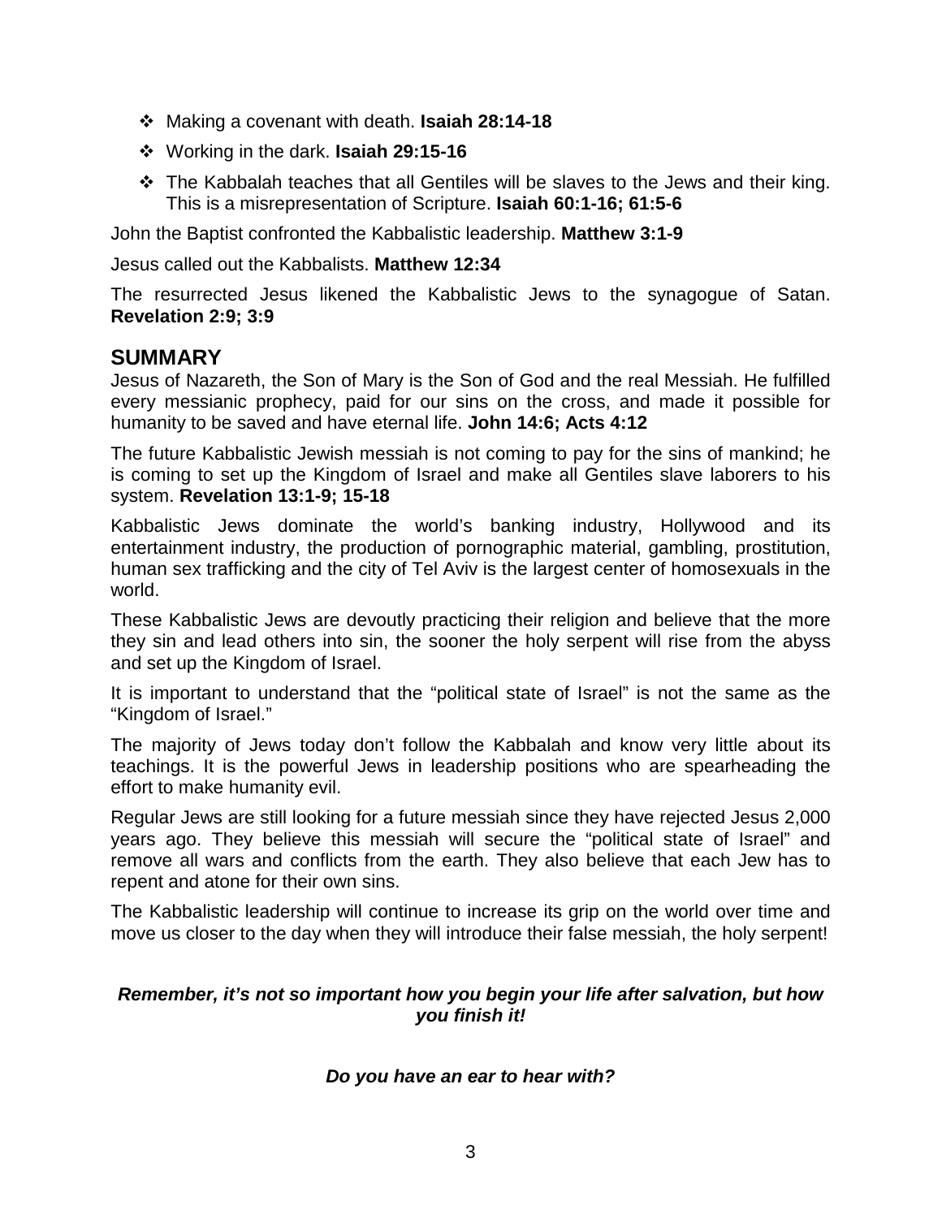- ❖ Making a covenant with death. **Isaiah 28:14-18**
- ❖ Working in the dark. **Isaiah 29:15-16**
- ❖ The Kabbalah teaches that all Gentiles will be slaves to the Jews and their king. This is a misrepresentation of Scripture. **Isaiah 60:1-16; 61:5-6**

John the Baptist confronted the Kabbalistic leadership. **Matthew 3:1-9**

Jesus called out the Kabbalists. **Matthew 12:34**

The resurrected Jesus likened the Kabbalistic Jews to the synagogue of Satan. **Revelation 2:9; 3:9**

## SUMMARY

Jesus of Nazareth, the Son of Mary is the Son of God and the real Messiah. He fulfilled every messianic prophecy, paid for our sins on the cross, and made it possible for humanity to be saved and have eternal life. **John 14:6; Acts 4:12**

The future Kabbalistic Jewish messiah is not coming to pay for the sins of mankind; he is coming to set up the Kingdom of Israel and make all Gentiles slave laborers to his system. **Revelation 13:1-9; 15-18**

Kabbalistic Jews dominate the world's banking industry, Hollywood and its entertainment industry, the production of pornographic material, gambling, prostitution, human sex trafficking and the city of Tel Aviv is the largest center of homosexuals in the world.

These Kabbalistic Jews are devoutly practicing their religion and believe that the more they sin and lead others into sin, the sooner the holy serpent will rise from the abyss and set up the Kingdom of Israel.

It is important to understand that the "political state of Israel" is not the same as the "Kingdom of Israel."

The majority of Jews today don't follow the Kabbalah and know very little about its teachings. It is the powerful Jews in leadership positions who are spearheading the effort to make humanity evil.

Regular Jews are still looking for a future messiah since they have rejected Jesus 2,000 years ago. They believe this messiah will secure the "political state of Israel" and remove all wars and conflicts from the earth. They also believe that each Jew has to repent and atone for their own sins.

The Kabbalistic leadership will continue to increase its grip on the world over time and move us closer to the day when they will introduce their false messiah, the holy serpent!

***Remember, it's not so important how you begin your life after salvation, but how you finish it!***

***Do you have an ear to hear with?***